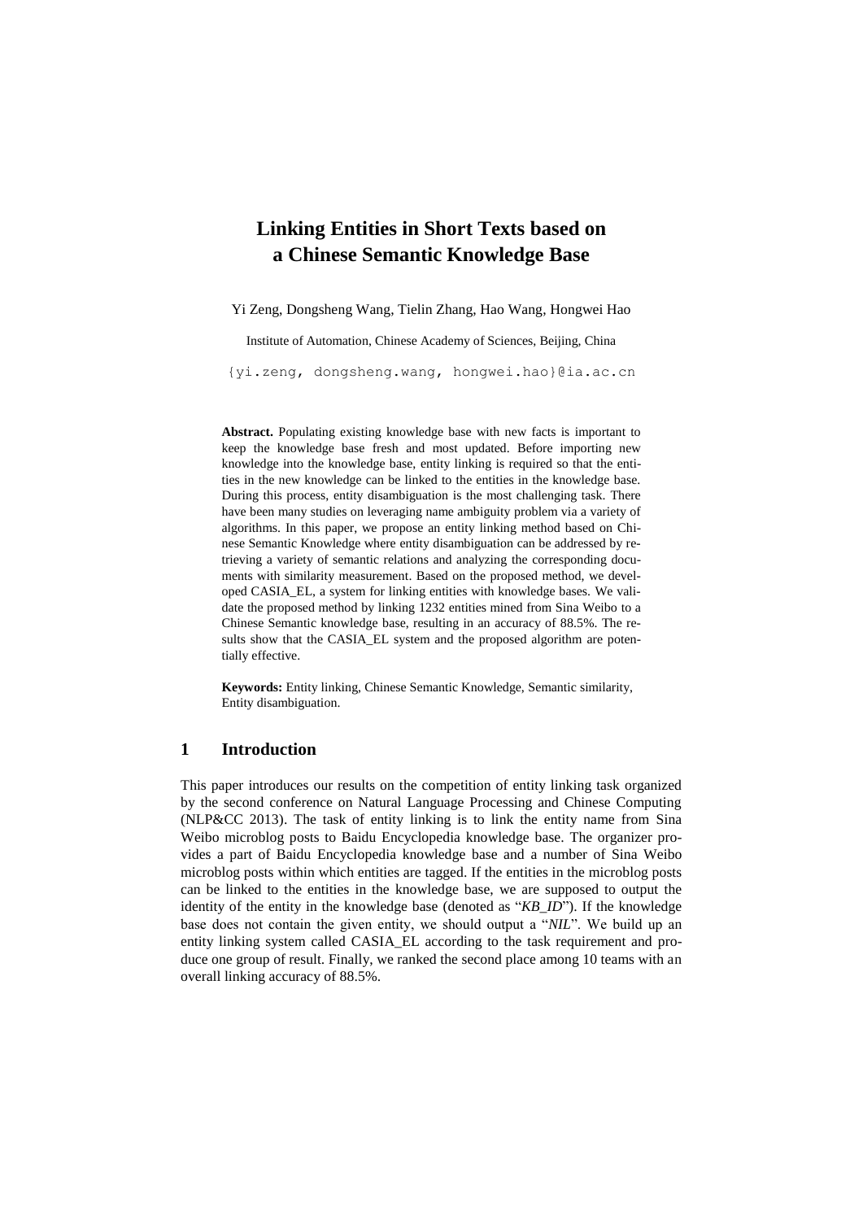# Linking Entities in Short Texts based on a Chinese Semantic Knowledge Base

Yi Zeng, Dongsheng Wang, Tielin Zhang, Hao Wang, Hongwei Hao

Institute of Automation, Chinese Academy of Sciences, Beijing, China

{yi.zeng, dongsheng.wang, hongwei.hao}@ia.ac.cn

**Abstract.** Populating existing knowledge base with new facts is important to keep the knowledge base fresh and most updated. Before importing new knowledge into the knowledge base, entity linking is required so that the entities in the new knowledge can be linked to the entities in the knowledge base. During this process, entity disambiguation is the most challenging task. There have been many studies on leveraging name ambiguity problem via a variety of algorithms. In this paper, we propose an entity linking method based on Chinese Semantic Knowledge where entity disambiguation can be addressed by retrieving a variety of semantic relations and analyzing the corresponding documents with similarity measurement. Based on the proposed method, we developed CASIA_EL, a system for linking entities with knowledge bases. We validate the proposed method by linking 1232 entities mined from Sina Weibo to a Chinese Semantic knowledge base, resulting in an accuracy of 88.5%. The results show that the CASIA_EL system and the proposed algorithm are potentially effective.

**Keywords:** Entity linking, Chinese Semantic Knowledge, Semantic similarity, Entity disambiguation.

## 1 Introduction

This paper introduces our results on the competition of entity linking task organized by the second conference on Natural Language Processing and Chinese Computing (NLP&CC 2013). The task of entity linking is to link the entity name from Sina Weibo microblog posts to Baidu Encyclopedia knowledge base. The organizer provides a part of Baidu Encyclopedia knowledge base and a number of Sina Weibo microblog posts within which entities are tagged. If the entities in the microblog posts can be linked to the entities in the knowledge base, we are supposed to output the identity of the entity in the knowledge base (denoted as "*KB_ID*"). If the knowledge base does not contain the given entity, we should output a "*NIL*". We build up an entity linking system called CASIA_EL according to the task requirement and produce one group of result. Finally, we ranked the second place among 10 teams with an overall linking accuracy of 88.5%.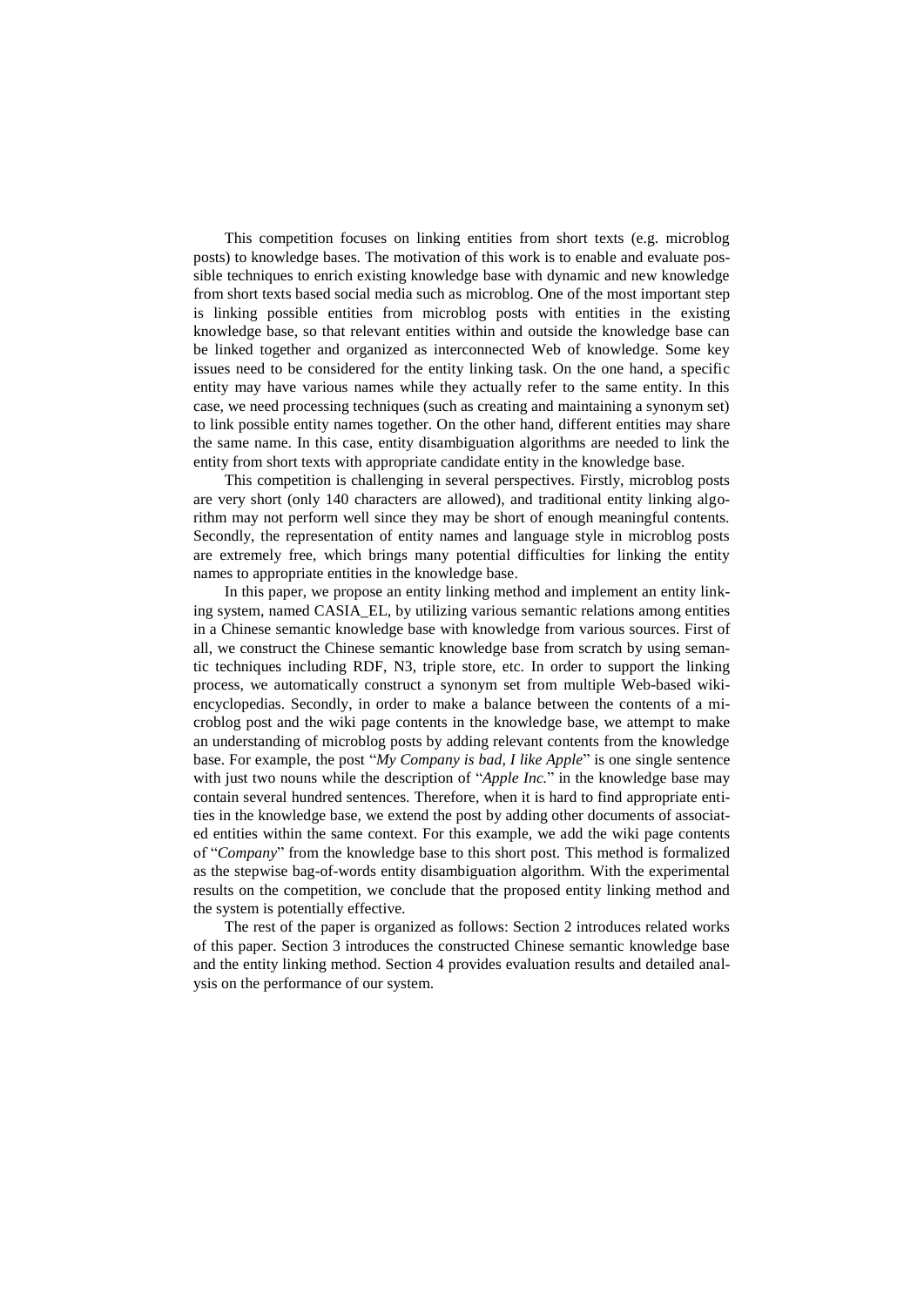This competition focuses on linking entities from short texts (e.g. microblog posts) to knowledge bases. The motivation of this work is to enable and evaluate possible techniques to enrich existing knowledge base with dynamic and new knowledge from short texts based social media such as microblog. One of the most important step is linking possible entities from microblog posts with entities in the existing knowledge base, so that relevant entities within and outside the knowledge base can be linked together and organized as interconnected Web of knowledge. Some key issues need to be considered for the entity linking task. On the one hand, a specific entity may have various names while they actually refer to the same entity. In this case, we need processing techniques (such as creating and maintaining a synonym set) to link possible entity names together. On the other hand, different entities may share the same name. In this case, entity disambiguation algorithms are needed to link the entity from short texts with appropriate candidate entity in the knowledge base.

This competition is challenging in several perspectives. Firstly, microblog posts are very short (only 140 characters are allowed), and traditional entity linking algorithm may not perform well since they may be short of enough meaningful contents. Secondly, the representation of entity names and language style in microblog posts are extremely free, which brings many potential difficulties for linking the entity names to appropriate entities in the knowledge base.

In this paper, we propose an entity linking method and implement an entity linking system, named CASIA_EL, by utilizing various semantic relations among entities in a Chinese semantic knowledge base with knowledge from various sources. First of all, we construct the Chinese semantic knowledge base from scratch by using semantic techniques including RDF, N3, triple store, etc. In order to support the linking process, we automatically construct a synonym set from multiple Web-based wiki-encyclopedias. Secondly, in order to make a balance between the contents of a microblog post and the wiki page contents in the knowledge base, we attempt to make an understanding of microblog posts by adding relevant contents from the knowledge base. For example, the post "*My Company is bad, I like Apple*" is one single sentence with just two nouns while the description of "*Apple Inc.*" in the knowledge base may contain several hundred sentences. Therefore, when it is hard to find appropriate entities in the knowledge base, we extend the post by adding other documents of associated entities within the same context. For this example, we add the wiki page contents of "*Company*" from the knowledge base to this short post. This method is formalized as the stepwise bag-of-words entity disambiguation algorithm. With the experimental results on the competition, we conclude that the proposed entity linking method and the system is potentially effective.

The rest of the paper is organized as follows: Section 2 introduces related works of this paper. Section 3 introduces the constructed Chinese semantic knowledge base and the entity linking method. Section 4 provides evaluation results and detailed analysis on the performance of our system.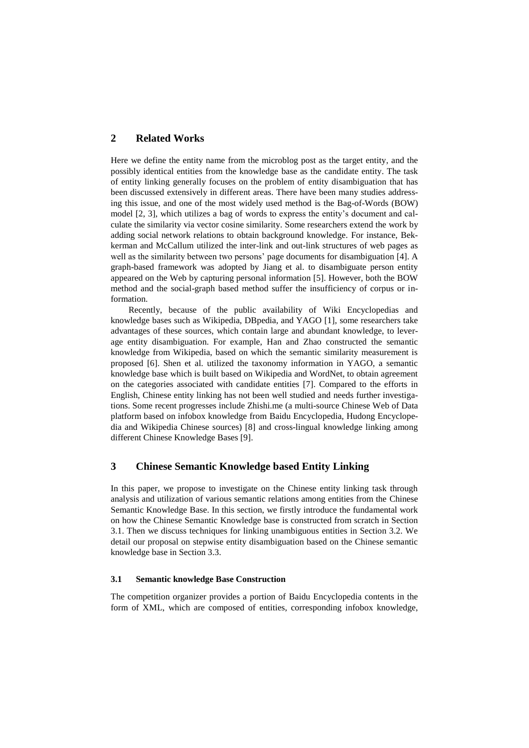## 2 Related Works

Here we define the entity name from the microblog post as the target entity, and the possibly identical entities from the knowledge base as the candidate entity. The task of entity linking generally focuses on the problem of entity disambiguation that has been discussed extensively in different areas. There have been many studies addressing this issue, and one of the most widely used method is the Bag-of-Words (BOW) model [2, 3], which utilizes a bag of words to express the entity's document and calculate the similarity via vector cosine similarity. Some researchers extend the work by adding social network relations to obtain background knowledge. For instance, Bekkerman and McCallum utilized the inter-link and out-link structures of web pages as well as the similarity between two persons' page documents for disambiguation [4]. A graph-based framework was adopted by Jiang et al. to disambiguate person entity appeared on the Web by capturing personal information [5]. However, both the BOW method and the social-graph based method suffer the insufficiency of corpus or information.

Recently, because of the public availability of Wiki Encyclopedias and knowledge bases such as Wikipedia, DBpedia, and YAGO [1], some researchers take advantages of these sources, which contain large and abundant knowledge, to leverage entity disambiguation. For example, Han and Zhao constructed the semantic knowledge from Wikipedia, based on which the semantic similarity measurement is proposed [6]. Shen et al. utilized the taxonomy information in YAGO, a semantic knowledge base which is built based on Wikipedia and WordNet, to obtain agreement on the categories associated with candidate entities [7]. Compared to the efforts in English, Chinese entity linking has not been well studied and needs further investigations. Some recent progresses include Zhishi.me (a multi-source Chinese Web of Data platform based on infobox knowledge from Baidu Encyclopedia, Hudong Encyclopedia and Wikipedia Chinese sources) [8] and cross-lingual knowledge linking among different Chinese Knowledge Bases [9].

## 3 Chinese Semantic Knowledge based Entity Linking

In this paper, we propose to investigate on the Chinese entity linking task through analysis and utilization of various semantic relations among entities from the Chinese Semantic Knowledge Base. In this section, we firstly introduce the fundamental work on how the Chinese Semantic Knowledge base is constructed from scratch in Section 3.1. Then we discuss techniques for linking unambiguous entities in Section 3.2. We detail our proposal on stepwise entity disambiguation based on the Chinese semantic knowledge base in Section 3.3.

### 3.1 Semantic knowledge Base Construction

The competition organizer provides a portion of Baidu Encyclopedia contents in the form of XML, which are composed of entities, corresponding infobox knowledge,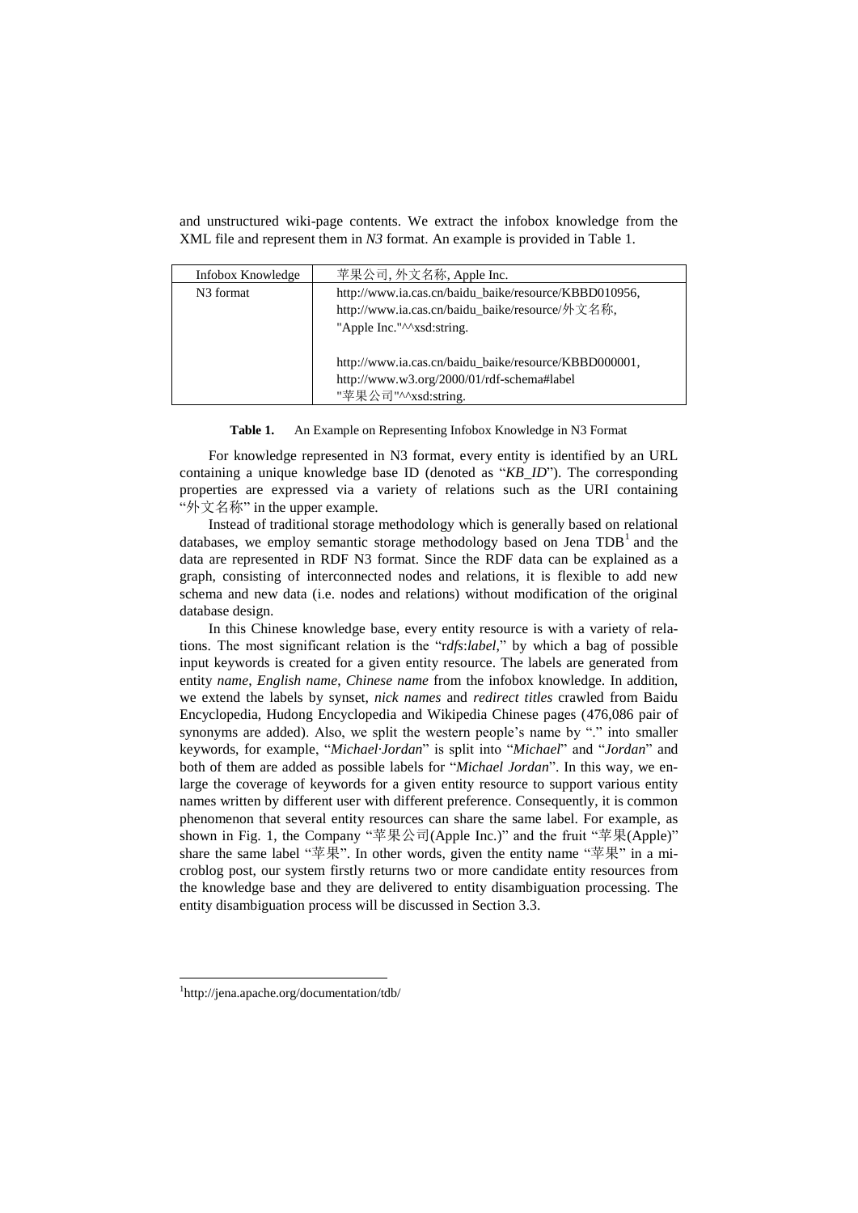and unstructured wiki-page contents. We extract the infobox knowledge from the XML file and represent them in *N3* format. An example is provided in Table 1.

| Infobox Knowledge | 苹果公司, 外文名称, Apple Inc. |
|---|---|
| N3 format | http://www.ia.cas.cn/baidu_baike/resource/KBBD010956, http://www.ia.cas.cn/baidu_baike/resource/外文名称, "Apple Inc."^^xsd:string.<br><br>http://www.ia.cas.cn/baidu_baike/resource/KBBD000001, http://www.w3.org/2000/01/rdf-schema#label "苹果公司"^^xsd:string. |

**Table 1.** An Example on Representing Infobox Knowledge in N3 Format

For knowledge represented in N3 format, every entity is identified by an URL containing a unique knowledge base ID (denoted as "*KB_ID*"). The corresponding properties are expressed via a variety of relations such as the URI containing "外文名称" in the upper example.

Instead of traditional storage methodology which is generally based on relational databases, we employ semantic storage methodology based on Jena TDB[1] and the data are represented in RDF N3 format. Since the RDF data can be explained as a graph, consisting of interconnected nodes and relations, it is flexible to add new schema and new data (i.e. nodes and relations) without modification of the original database design.

In this Chinese knowledge base, every entity resource is with a variety of relations. The most significant relation is the "r*dfs*:*label*," by which a bag of possible input keywords is created for a given entity resource. The labels are generated from entity *name*, *English name*, *Chinese name* from the infobox knowledge. In addition, we extend the labels by synset, *nick names* and *redirect titles* crawled from Baidu Encyclopedia, Hudong Encyclopedia and Wikipedia Chinese pages (476,086 pair of synonyms are added). Also, we split the western people's name by "." into smaller keywords, for example, "*Michael·Jordan*" is split into "*Michael*" and "*Jordan*" and both of them are added as possible labels for "*Michael Jordan*". In this way, we enlarge the coverage of keywords for a given entity resource to support various entity names written by different user with different preference. Consequently, it is common phenomenon that several entity resources can share the same label. For example, as shown in Fig. 1, the Company "苹果公司(Apple Inc.)" and the fruit "苹果(Apple)" share the same label "苹果". In other words, given the entity name "苹果" in a microblog post, our system firstly returns two or more candidate entity resources from the knowledge base and they are delivered to entity disambiguation processing. The entity disambiguation process will be discussed in Section 3.3.

[1]http://jena.apache.org/documentation/tdb/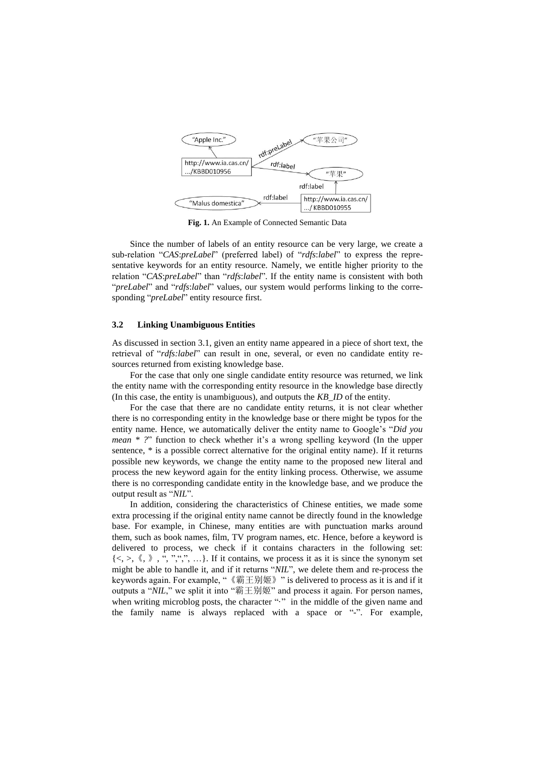"Apple Inc." ← http://www.ia.cas.cn/.../KBBD010956 —rdf:preLabel→ "苹果公司"
http://www.ia.cas.cn/.../KBBD010956 —rdf:label→ "苹果"
http://www.ia.cas.cn/.../KBBD010955 —rdf:label→ "苹果"
http://www.ia.cas.cn/.../KBBD010955 —rdf:label→ "Malus domestica"

**Fig. 1.** An Example of Connected Semantic Data

Since the number of labels of an entity resource can be very large, we create a sub-relation "*CAS*:*preLabel*" (preferred label) of "*rdfs*:*label*" to express the representative keywords for an entity resource. Namely, we entitle higher priority to the relation "*CAS*:*preLabel*" than "*rdfs*:*label*". If the entity name is consistent with both "*preLabel*" and "*rdfs*:*label*" values, our system would performs linking to the corresponding "*preLabel*" entity resource first.

### 3.2 Linking Unambiguous Entities

As discussed in section 3.1, given an entity name appeared in a piece of short text, the retrieval of "*rdfs:label*" can result in one, several, or even no candidate entity resources returned from existing knowledge base.

For the case that only one single candidate entity resource was returned, we link the entity name with the corresponding entity resource in the knowledge base directly (In this case, the entity is unambiguous), and outputs the *KB_ID* of the entity.

For the case that there are no candidate entity returns, it is not clear whether there is no corresponding entity in the knowledge base or there might be typos for the entity name. Hence, we automatically deliver the entity name to Google's "*Did you mean * ?*" function to check whether it's a wrong spelling keyword (In the upper sentence, * is a possible correct alternative for the original entity name). If it returns possible new keywords, we change the entity name to the proposed new literal and process the new keyword again for the entity linking process. Otherwise, we assume there is no corresponding candidate entity in the knowledge base, and we produce the output result as "*NIL*".

In addition, considering the characteristics of Chinese entities, we made some extra processing if the original entity name cannot be directly found in the knowledge base. For example, in Chinese, many entities are with punctuation marks around them, such as book names, film, TV program names, etc. Hence, before a keyword is delivered to process, we check if it contains characters in the following set: {<, >, 《, 》, ", ",",", …}. If it contains, we process it as it is since the synonym set might be able to handle it, and if it returns "*NIL*", we delete them and re-process the keywords again. For example, "《霸王别姬》" is delivered to process as it is and if it outputs a "*NIL*," we split it into "霸王别姬" and process it again. For person names, when writing microblog posts, the character "·" in the middle of the given name and the family name is always replaced with a space or "-". For example,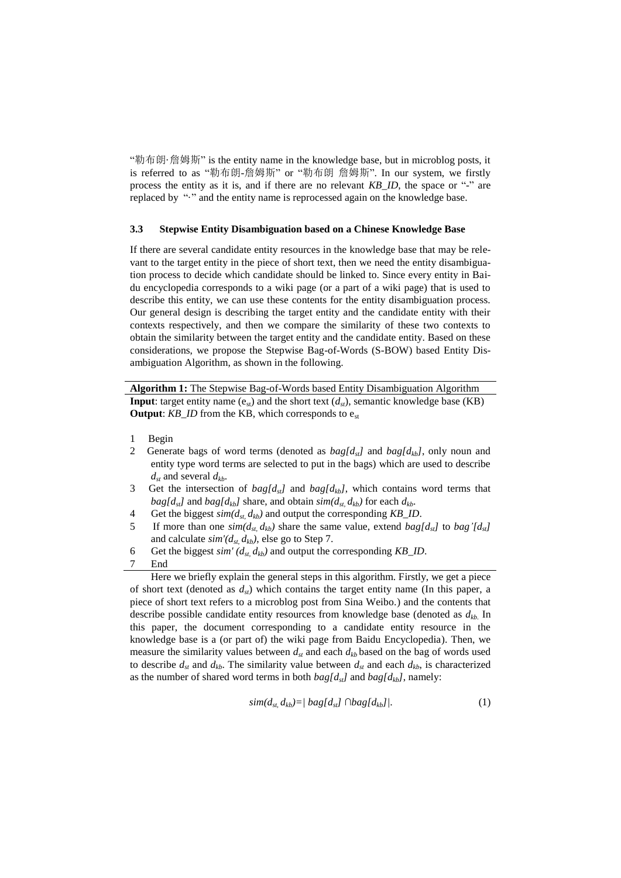"勒布朗·詹姆斯" is the entity name in the knowledge base, but in microblog posts, it is referred to as "勒布朗-詹姆斯" or "勒布朗 詹姆斯". In our system, we firstly process the entity as it is, and if there are no relevant *KB_ID*, the space or "-" are replaced by "·" and the entity name is reprocessed again on the knowledge base.

### 3.3 Stepwise Entity Disambiguation based on a Chinese Knowledge Base

If there are several candidate entity resources in the knowledge base that may be relevant to the target entity in the piece of short text, then we need the entity disambiguation process to decide which candidate should be linked to. Since every entity in Baidu encyclopedia corresponds to a wiki page (or a part of a wiki page) that is used to describe this entity, we can use these contents for the entity disambiguation process. Our general design is describing the target entity and the candidate entity with their contexts respectively, and then we compare the similarity of these two contexts to obtain the similarity between the target entity and the candidate entity. Based on these considerations, we propose the Stepwise Bag-of-Words (S-BOW) based Entity Disambiguation Algorithm, as shown in the following.

**Algorithm 1:** The Stepwise Bag-of-Words based Entity Disambiguation Algorithm

**Input**: target entity name ($e_{st}$) and the short text ($d_{st}$), semantic knowledge base (KB)

**Output**: *KB_ID* from the KB, which corresponds to $e_{st}$

1 Begin
2 Generate bags of word terms (denoted as $bag[d_{st}]$ and $bag[d_{kb}]$, only noun and entity type word terms are selected to put in the bags) which are used to describe $d_{st}$ and several $d_{kb}$.
3 Get the intersection of $bag[d_{st}]$ and $bag[d_{kb}]$, which contains word terms that $bag[d_{st}]$ and $bag[d_{kb}]$ share, and obtain $sim(d_{st}, d_{kb})$ for each $d_{kb}$.
4 Get the biggest $sim(d_{st}, d_{kb})$ and output the corresponding *KB_ID*.
5 If more than one $sim(d_{st}, d_{kb})$ share the same value, extend $bag[d_{st}]$ to $bag'[d_{st}]$ and calculate $sim'(d_{st}, d_{kb})$, else go to Step 7.
6 Get the biggest $sim'(d_{st}, d_{kb})$ and output the corresponding *KB_ID*.
7 End

Here we briefly explain the general steps in this algorithm. Firstly, we get a piece of short text (denoted as $d_{st}$) which contains the target entity name (In this paper, a piece of short text refers to a microblog post from Sina Weibo.) and the contents that describe possible candidate entity resources from knowledge base (denoted as $d_{kb}$. In this paper, the document corresponding to a candidate entity resource in the knowledge base is a (or part of) the wiki page from Baidu Encyclopedia). Then, we measure the similarity values between $d_{st}$ and each $d_{kb}$ based on the bag of words used to describe $d_{st}$ and $d_{kb}$. The similarity value between $d_{st}$ and each $d_{kb}$, is characterized as the number of shared word terms in both $bag[d_{st}]$ and $bag[d_{kb}]$, namely:

$$sim(d_{st}, d_{kb}) = |\, bag[d_{st}] \cap bag[d_{kb}] \,|. \tag{1}$$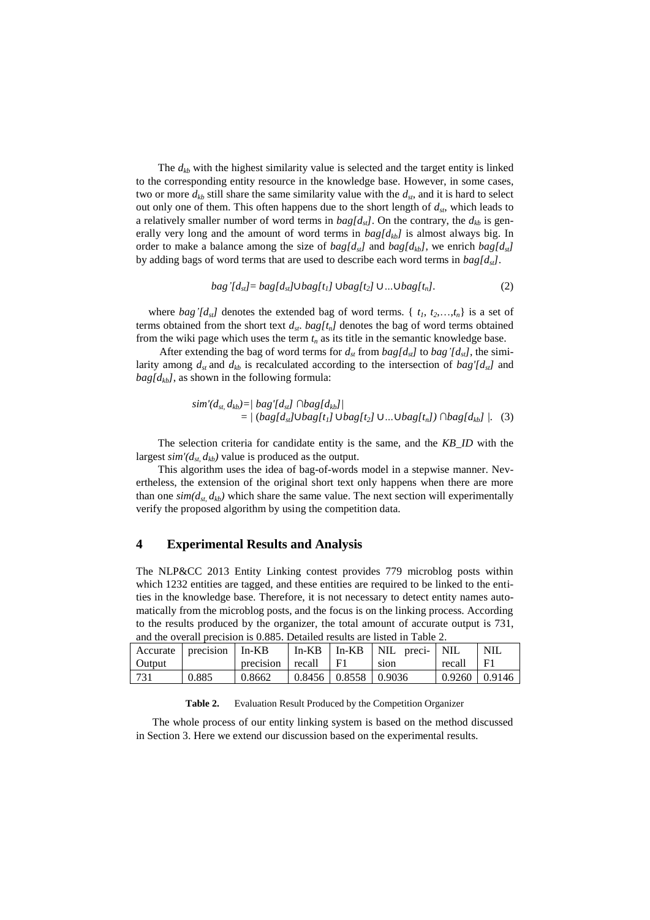The $d_{kb}$ with the highest similarity value is selected and the target entity is linked to the corresponding entity resource in the knowledge base. However, in some cases, two or more $d_{kb}$ still share the same similarity value with the $d_{st}$, and it is hard to select out only one of them. This often happens due to the short length of $d_{st}$, which leads to a relatively smaller number of word terms in $bag[d_{st}]$. On the contrary, the $d_{kb}$ is generally very long and the amount of word terms in $bag[d_{kb}]$ is almost always big. In order to make a balance among the size of $bag[d_{st}]$ and $bag[d_{kb}]$, we enrich $bag[d_{st}]$ by adding bags of word terms that are used to describe each word terms in $bag[d_{st}]$.

$$bag'[d_{st}] = bag[d_{st}] \cup bag[t_1] \cup bag[t_2] \cup \ldots \cup bag[t_n]. \quad (2)$$

where $bag'[d_{st}]$ denotes the extended bag of word terms. $\{t_1, t_2, \ldots, t_n\}$ is a set of terms obtained from the short text $d_{st}$. $bag[t_n]$ denotes the bag of word terms obtained from the wiki page which uses the term $t_n$ as its title in the semantic knowledge base.

After extending the bag of word terms for $d_{st}$ from $bag[d_{st}]$ to $bag'[d_{st}]$, the similarity among $d_{st}$ and $d_{kb}$ is recalculated according to the intersection of $bag'[d_{st}]$ and $bag[d_{kb}]$, as shown in the following formula:

$$\begin{aligned} sim'(d_{st}, d_{kb}) &= |\, bag'[d_{st}] \cap bag[d_{kb}] \,| \\ &= |\, (bag[d_{st}] \cup bag[t_1] \cup bag[t_2] \cup \ldots \cup bag[t_n]) \cap bag[d_{kb}] \,|. \quad (3) \end{aligned}$$

The selection criteria for candidate entity is the same, and the *KB_ID* with the largest $sim'(d_{st}, d_{kb})$ value is produced as the output.

This algorithm uses the idea of bag-of-words model in a stepwise manner. Nevertheless, the extension of the original short text only happens when there are more than one $sim(d_{st}, d_{kb})$ which share the same value. The next section will experimentally verify the proposed algorithm by using the competition data.

## 4 Experimental Results and Analysis

The NLP&CC 2013 Entity Linking contest provides 779 microblog posts within which 1232 entities are tagged, and these entities are required to be linked to the entities in the knowledge base. Therefore, it is not necessary to detect entity names automatically from the microblog posts, and the focus is on the linking process. According to the results produced by the organizer, the total amount of accurate output is 731, and the overall precision is 0.885. Detailed results are listed in Table 2.

| Accurate Output | precision | In-KB precision | In-KB recall | In-KB F1 | NIL precision | NIL recall | NIL F1 |
|---|---|---|---|---|---|---|---|
| 731 | 0.885 | 0.8662 | 0.8456 | 0.8558 | 0.9036 | 0.9260 | 0.9146 |

**Table 2.** Evaluation Result Produced by the Competition Organizer

The whole process of our entity linking system is based on the method discussed in Section 3. Here we extend our discussion based on the experimental results.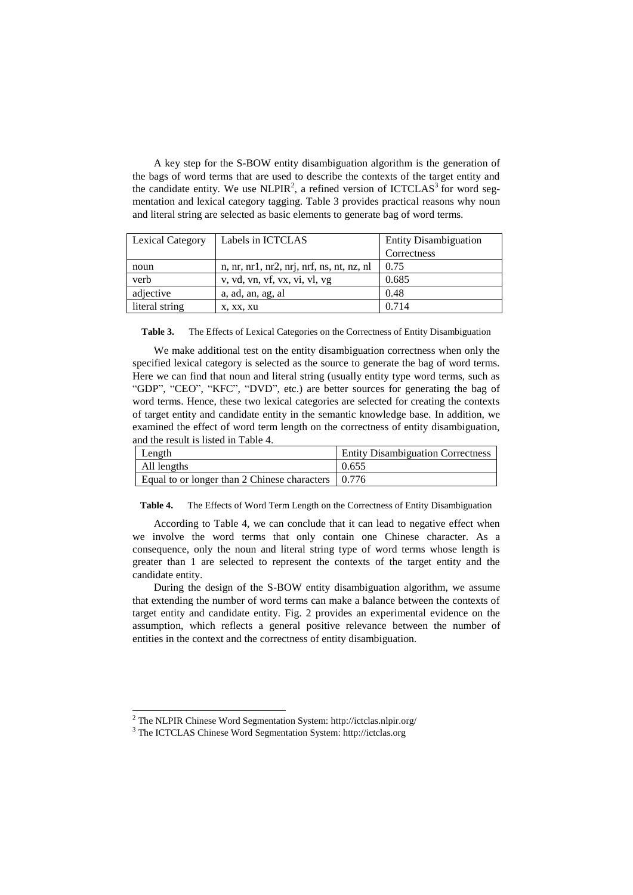A key step for the S-BOW entity disambiguation algorithm is the generation of the bags of word terms that are used to describe the contexts of the target entity and the candidate entity. We use NLPIR[2], a refined version of ICTCLAS[3] for word segmentation and lexical category tagging. Table 3 provides practical reasons why noun and literal string are selected as basic elements to generate bag of word terms.

| Lexical Category | Labels in ICTCLAS | Entity Disambiguation Correctness |
|---|---|---|
| noun | n, nr, nr1, nr2, nrj, nrf, ns, nt, nz, nl | 0.75 |
| verb | v, vd, vn, vf, vx, vi, vl, vg | 0.685 |
| adjective | a, ad, an, ag, al | 0.48 |
| literal string | x, xx, xu | 0.714 |

**Table 3.** The Effects of Lexical Categories on the Correctness of Entity Disambiguation

We make additional test on the entity disambiguation correctness when only the specified lexical category is selected as the source to generate the bag of word terms. Here we can find that noun and literal string (usually entity type word terms, such as "GDP", "CEO", "KFC", "DVD", etc.) are better sources for generating the bag of word terms. Hence, these two lexical categories are selected for creating the contexts of target entity and candidate entity in the semantic knowledge base. In addition, we examined the effect of word term length on the correctness of entity disambiguation, and the result is listed in Table 4.

| Length | Entity Disambiguation Correctness |
|---|---|
| All lengths | 0.655 |
| Equal to or longer than 2 Chinese characters | 0.776 |

**Table 4.** The Effects of Word Term Length on the Correctness of Entity Disambiguation

According to Table 4, we can conclude that it can lead to negative effect when we involve the word terms that only contain one Chinese character. As a consequence, only the noun and literal string type of word terms whose length is greater than 1 are selected to represent the contexts of the target entity and the candidate entity.

During the design of the S-BOW entity disambiguation algorithm, we assume that extending the number of word terms can make a balance between the contexts of target entity and candidate entity. Fig. 2 provides an experimental evidence on the assumption, which reflects a general positive relevance between the number of entities in the context and the correctness of entity disambiguation.

[2] The NLPIR Chinese Word Segmentation System: http://ictclas.nlpir.org/

[3] The ICTCLAS Chinese Word Segmentation System: http://ictclas.org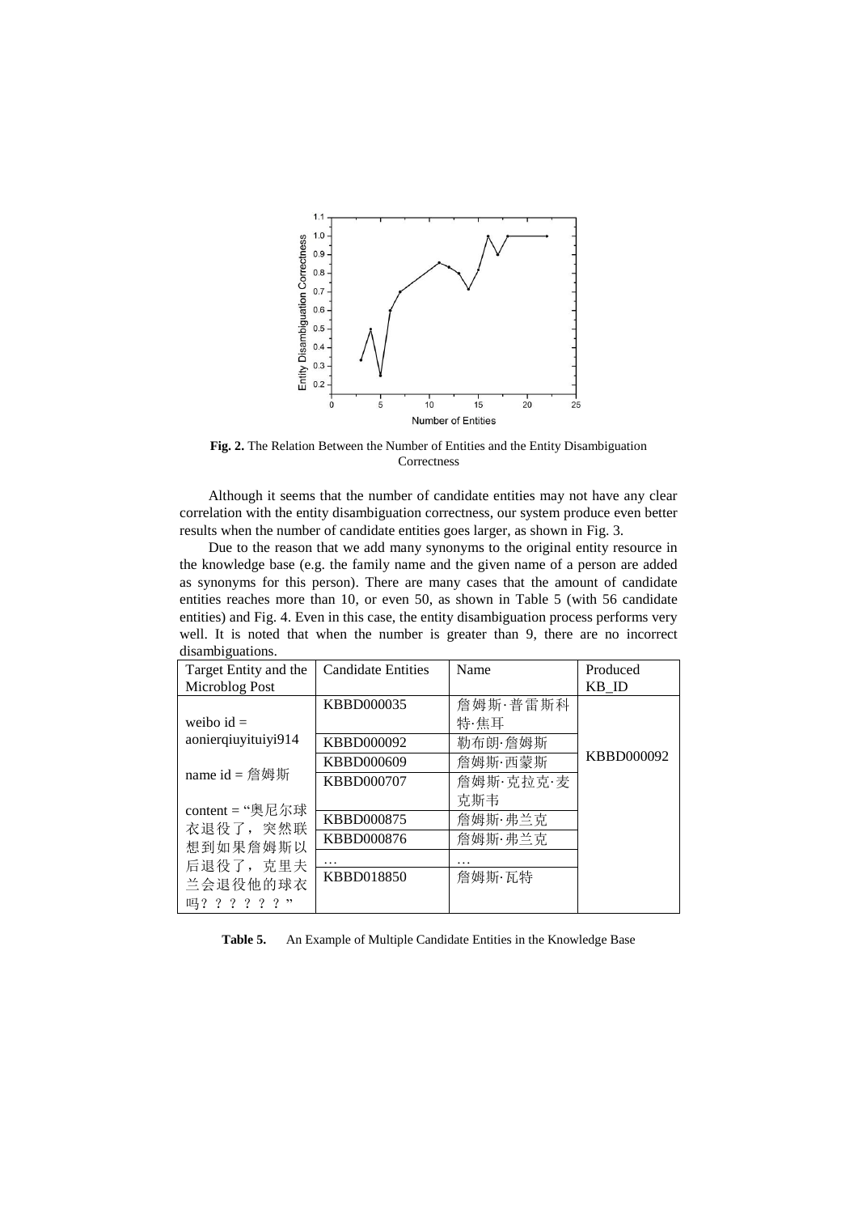**Fig. 2.** The Relation Between the Number of Entities and the Entity Disambiguation Correctness

Although it seems that the number of candidate entities may not have any clear correlation with the entity disambiguation correctness, our system produce even better results when the number of candidate entities goes larger, as shown in Fig. 3.

Due to the reason that we add many synonyms to the original entity resource in the knowledge base (e.g. the family name and the given name of a person are added as synonyms for this person). There are many cases that the amount of candidate entities reaches more than 10, or even 50, as shown in Table 5 (with 56 candidate entities) and Fig. 4. Even in this case, the entity disambiguation process performs very well. It is noted that when the number is greater than 9, there are no incorrect disambiguations.

| Target Entity and the Microblog Post | Candidate Entities | Name | Produced KB_ID |
|---|---|---|---|
| weibo id = aonierqiuyituiyi914 name id = 詹姆斯 content = "奥尼尔球衣退役了，突然联想到如果詹姆斯以后退役了，克里夫兰会退役他的球衣吗？？？？？？" | KBBD000035 | 詹姆斯·普雷斯科特·焦耳 | KBBD000092 |
| | KBBD000092 | 勒布朗·詹姆斯 | |
| | KBBD000609 | 詹姆斯·西蒙斯 | |
| | KBBD000707 | 詹姆斯·克拉克·麦克斯韦 | |
| | KBBD000875 | 詹姆斯·弗兰克 | |
| | KBBD000876 | 詹姆斯·弗兰克 | |
| | … | … | |
| | KBBD018850 | 詹姆斯·瓦特 | |

**Table 5.** An Example of Multiple Candidate Entities in the Knowledge Base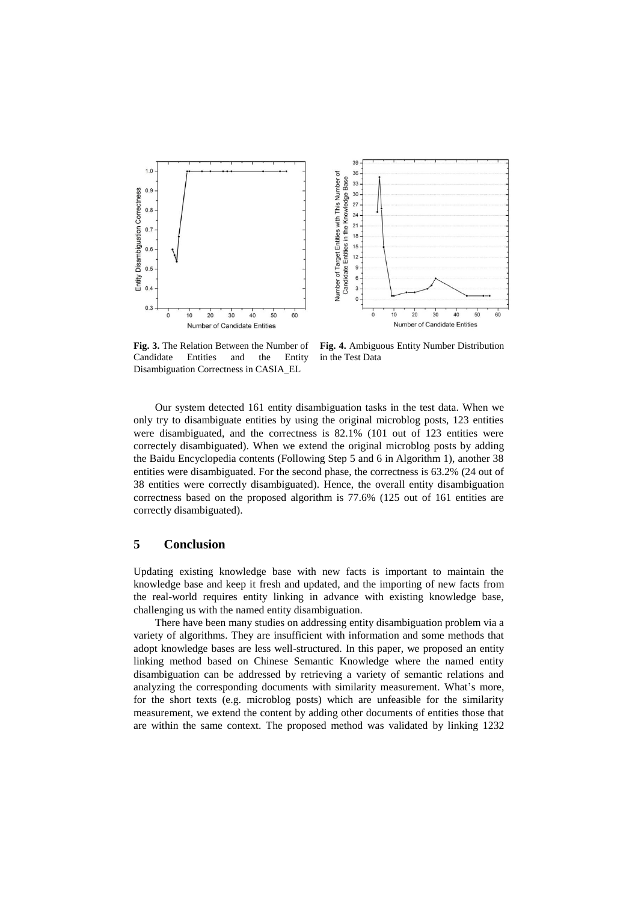**Fig. 3.** The Relation Between the Number of Candidate Entities and the Entity Disambiguation Correctness in CASIA_EL

**Fig. 4.** Ambiguous Entity Number Distribution in the Test Data

Our system detected 161 entity disambiguation tasks in the test data. When we only try to disambiguate entities by using the original microblog posts, 123 entities were disambiguated, and the correctness is 82.1% (101 out of 123 entities were correctely disambiguated). When we extend the original microblog posts by adding the Baidu Encyclopedia contents (Following Step 5 and 6 in Algorithm 1), another 38 entities were disambiguated. For the second phase, the correctness is 63.2% (24 out of 38 entities were correctly disambiguated). Hence, the overall entity disambiguation correctness based on the proposed algorithm is 77.6% (125 out of 161 entities are correctly disambiguated).

## 5 Conclusion

Updating existing knowledge base with new facts is important to maintain the knowledge base and keep it fresh and updated, and the importing of new facts from the real-world requires entity linking in advance with existing knowledge base, challenging us with the named entity disambiguation.

There have been many studies on addressing entity disambiguation problem via a variety of algorithms. They are insufficient with information and some methods that adopt knowledge bases are less well-structured. In this paper, we proposed an entity linking method based on Chinese Semantic Knowledge where the named entity disambiguation can be addressed by retrieving a variety of semantic relations and analyzing the corresponding documents with similarity measurement. What's more, for the short texts (e.g. microblog posts) which are unfeasible for the similarity measurement, we extend the content by adding other documents of entities those that are within the same context. The proposed method was validated by linking 1232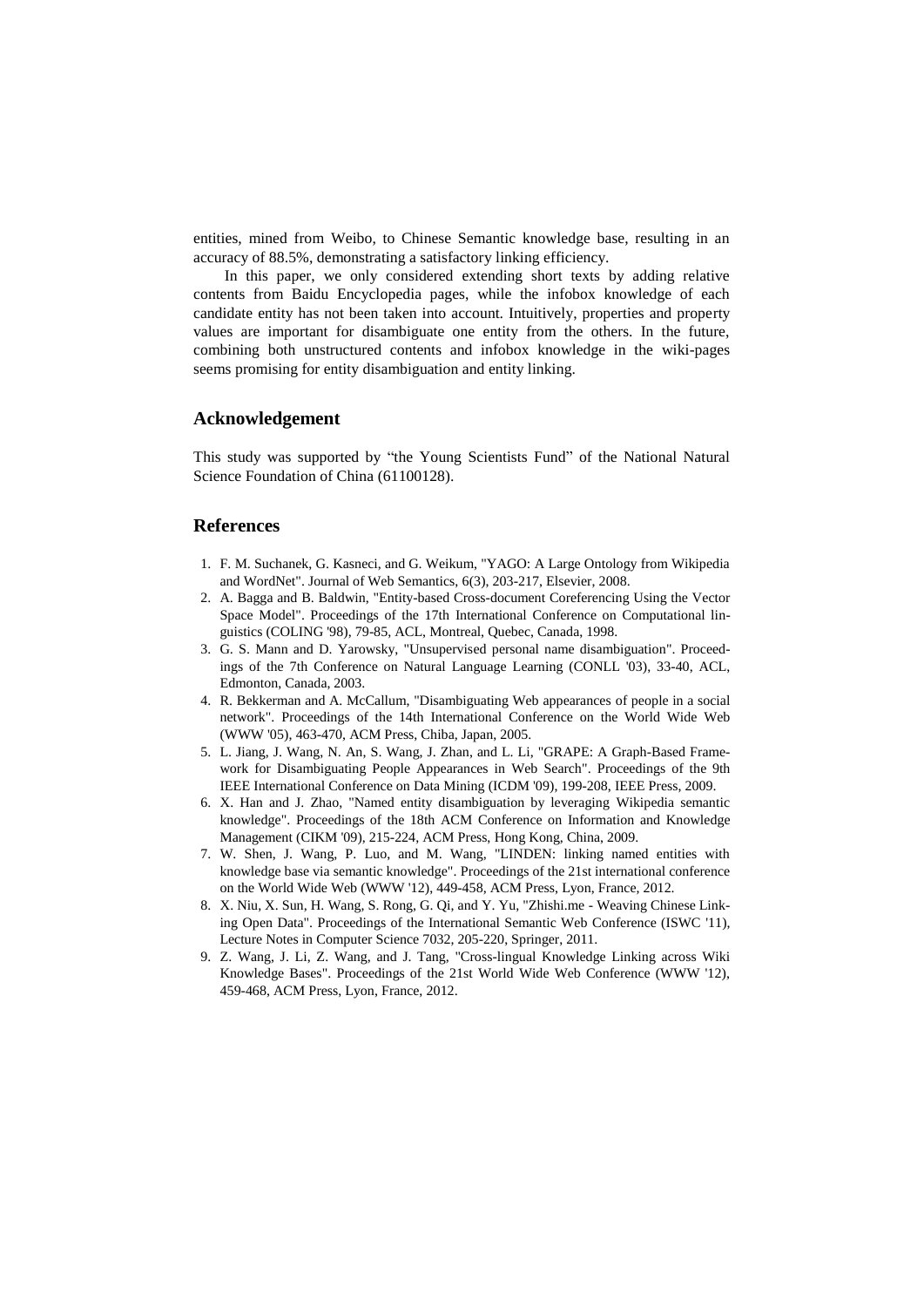entities, mined from Weibo, to Chinese Semantic knowledge base, resulting in an accuracy of 88.5%, demonstrating a satisfactory linking efficiency.

In this paper, we only considered extending short texts by adding relative contents from Baidu Encyclopedia pages, while the infobox knowledge of each candidate entity has not been taken into account. Intuitively, properties and property values are important for disambiguate one entity from the others. In the future, combining both unstructured contents and infobox knowledge in the wiki-pages seems promising for entity disambiguation and entity linking.

## Acknowledgement

This study was supported by "the Young Scientists Fund" of the National Natural Science Foundation of China (61100128).

## References

1. F. M. Suchanek, G. Kasneci, and G. Weikum, "YAGO: A Large Ontology from Wikipedia and WordNet". Journal of Web Semantics, 6(3), 203-217, Elsevier, 2008.
2. A. Bagga and B. Baldwin, "Entity-based Cross-document Coreferencing Using the Vector Space Model". Proceedings of the 17th International Conference on Computational linguistics (COLING '98), 79-85, ACL, Montreal, Quebec, Canada, 1998.
3. G. S. Mann and D. Yarowsky, "Unsupervised personal name disambiguation". Proceedings of the 7th Conference on Natural Language Learning (CONLL '03), 33-40, ACL, Edmonton, Canada, 2003.
4. R. Bekkerman and A. McCallum, "Disambiguating Web appearances of people in a social network". Proceedings of the 14th International Conference on the World Wide Web (WWW '05), 463-470, ACM Press, Chiba, Japan, 2005.
5. L. Jiang, J. Wang, N. An, S. Wang, J. Zhan, and L. Li, "GRAPE: A Graph-Based Framework for Disambiguating People Appearances in Web Search". Proceedings of the 9th IEEE International Conference on Data Mining (ICDM '09), 199-208, IEEE Press, 2009.
6. X. Han and J. Zhao, "Named entity disambiguation by leveraging Wikipedia semantic knowledge". Proceedings of the 18th ACM Conference on Information and Knowledge Management (CIKM '09), 215-224, ACM Press, Hong Kong, China, 2009.
7. W. Shen, J. Wang, P. Luo, and M. Wang, "LINDEN: linking named entities with knowledge base via semantic knowledge". Proceedings of the 21st international conference on the World Wide Web (WWW '12), 449-458, ACM Press, Lyon, France, 2012.
8. X. Niu, X. Sun, H. Wang, S. Rong, G. Qi, and Y. Yu, "Zhishi.me - Weaving Chinese Linking Open Data". Proceedings of the International Semantic Web Conference (ISWC '11), Lecture Notes in Computer Science 7032, 205-220, Springer, 2011.
9. Z. Wang, J. Li, Z. Wang, and J. Tang, "Cross-lingual Knowledge Linking across Wiki Knowledge Bases". Proceedings of the 21st World Wide Web Conference (WWW '12), 459-468, ACM Press, Lyon, France, 2012.